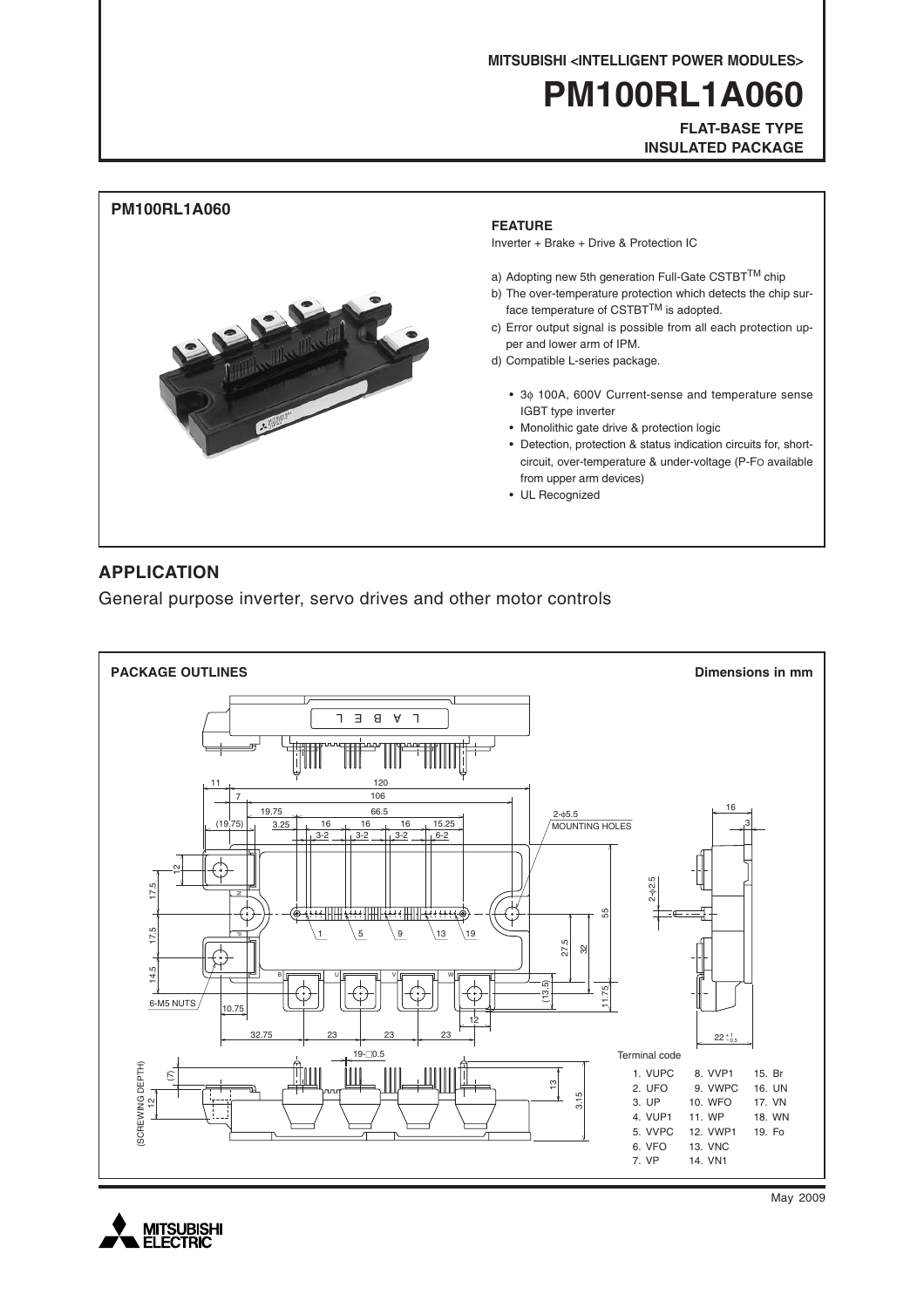MITSUBISHI <INTELLIGENT POWER MODULES>

# PM100RL1A060

**FLAT-BASE TYPE**
**INSULATED PACKAGE**

## PM100RL1A060

### FEATURE

Inverter + Brake + Drive & Protection IC

a) Adopting new 5th generation Full-Gate CSTBT™ chip
b) The over-temperature protection which detects the chip surface temperature of CSTBT™ is adopted.
c) Error output signal is possible from all each protection upper and lower arm of IPM.
d) Compatible L-series package.

- 3φ 100A, 600V Current-sense and temperature sense IGBT type inverter
- Monolithic gate drive & protection logic
- Detection, protection & status indication circuits for, short-circuit, over-temperature & under-voltage (P-FO available from upper arm devices)
- UL Recognized

## APPLICATION

General purpose inverter, servo drives and other motor controls

**PACKAGE OUTLINES** — Dimensions in mm

Terminal code

| | | |
|---|---|---|
| 1. VUPC | 8. VVP1 | 15. Br |
| 2. UFO | 9. VWPC | 16. UN |
| 3. UP | 10. WFO | 17. VN |
| 4. VUP1 | 11. WP | 18. WN |
| 5. VVPC | 12. VWP1 | 19. Fo |
| 6. VFO | 13. VNC | |
| 7. VP | 14. VN1 | |

May 2009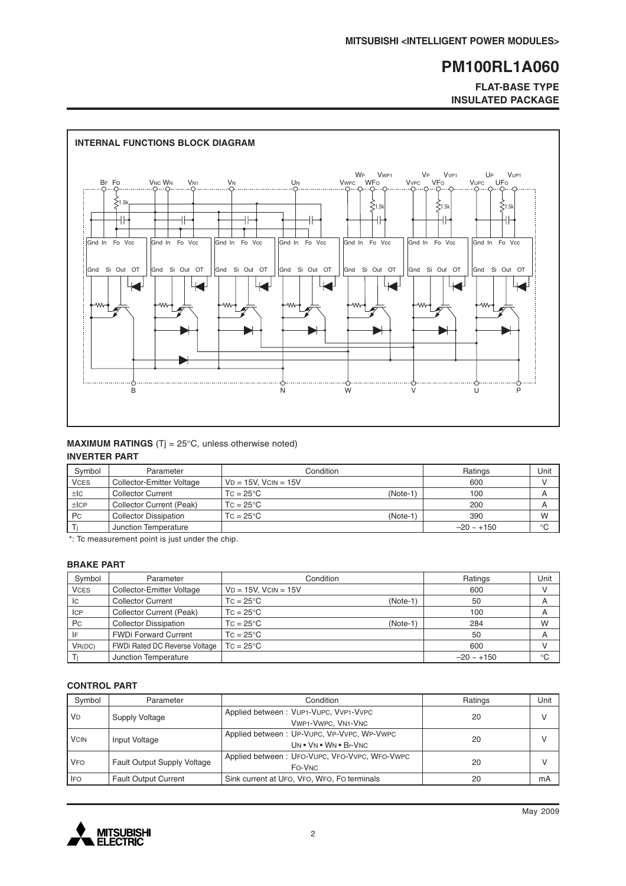## INTERNAL FUNCTIONS BLOCK DIAGRAM

## MAXIMUM RATINGS ($T_j$ = 25°C, unless otherwise noted)

### INVERTER PART

| Symbol | Parameter | Condition | Ratings | Unit |
|---|---|---|---|---|
| $V_{CES}$ | Collector-Emitter Voltage | $V_D$ = 15V, $V_{CIN}$ = 15V | 600 | V |
| $\pm I_C$ | Collector Current | $T_C$ = 25°C (Note-1) | 100 | A |
| $\pm I_{CP}$ | Collector Current (Peak) | $T_C$ = 25°C | 200 | A |
| $P_C$ | Collector Dissipation | $T_C$ = 25°C (Note-1) | 390 | W |
| $T_j$ | Junction Temperature | | –20 ~ +150 | °C |

*: Tc measurement point is just under the chip.

### BRAKE PART

| Symbol | Parameter | Condition | Ratings | Unit |
|---|---|---|---|---|
| $V_{CES}$ | Collector-Emitter Voltage | $V_D$ = 15V, $V_{CIN}$ = 15V | 600 | V |
| $I_C$ | Collector Current | $T_C$ = 25°C (Note-1) | 50 | A |
| $I_{CP}$ | Collector Current (Peak) | $T_C$ = 25°C | 100 | A |
| $P_C$ | Collector Dissipation | $T_C$ = 25°C (Note-1) | 284 | W |
| $I_F$ | FWDi Forward Current | $T_C$ = 25°C | 50 | A |
| $V_{R(DC)}$ | FWDi Rated DC Reverse Voltage | $T_C$ = 25°C | 600 | V |
| $T_j$ | Junction Temperature | | –20 ~ +150 | °C |

### CONTROL PART

| Symbol | Parameter | Condition | Ratings | Unit |
|---|---|---|---|---|
| $V_D$ | Supply Voltage | Applied between : $V_{UP1}$-$V_{UPC}$, $V_{VP1}$-$V_{VPC}$ $V_{WP1}$-$V_{WPC}$, $V_{N1}$-$V_{NC}$ | 20 | V |
| $V_{CIN}$ | Input Voltage | Applied between : $U_P$-$V_{UPC}$, $V_P$-$V_{VPC}$, $W_P$-$V_{WPC}$ $U_N$ • $V_N$ • $W_N$ • $B_r$-$V_{NC}$ | 20 | V |
| $V_{FO}$ | Fault Output Supply Voltage | Applied between : $U_{FO}$-$V_{UPC}$, $V_{FO}$-$V_{VPC}$, $W_{FO}$-$V_{WPC}$ $F_O$-$V_{NC}$ | 20 | V |
| $I_{FO}$ | Fault Output Current | Sink current at $U_{FO}$, $V_{FO}$, $W_{FO}$, $F_O$ terminals | 20 | mA |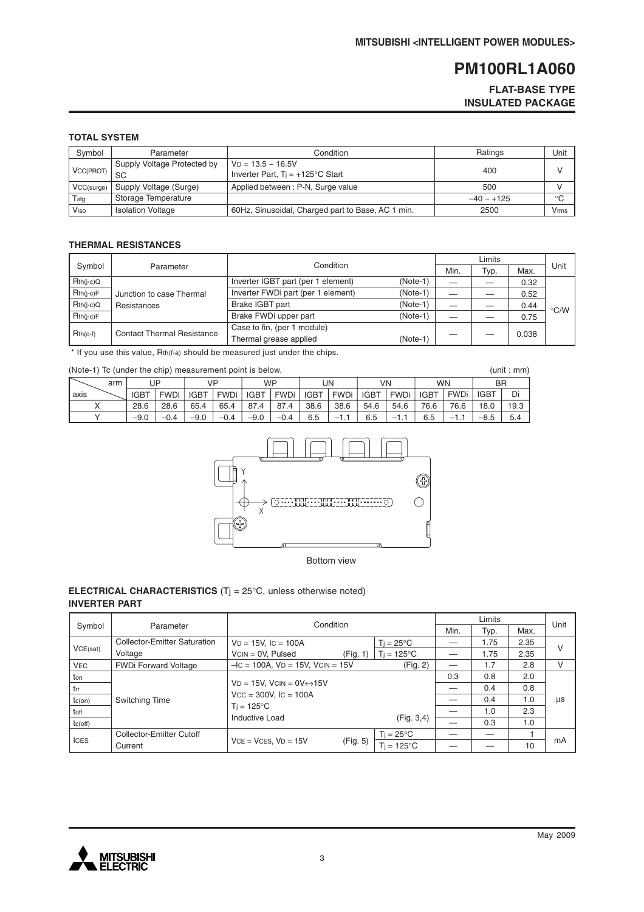## TOTAL SYSTEM

| Symbol | Parameter | Condition | Ratings | Unit |
|---|---|---|---|---|
| $V_{CC(PROT)}$ | Supply Voltage Protected by SC | $V_D$ = 13.5 ~ 16.5V<br>Inverter Part, $T_j$ = +125°C Start | 400 | V |
| $V_{CC(surge)}$ | Supply Voltage (Surge) | Applied between : P-N, Surge value | 500 | V |
| $T_{stg}$ | Storage Temperature | | –40 ~ +125 | °C |
| $V_{iso}$ | Isolation Voltage | 60Hz, Sinusoidal, Charged part to Base, AC 1 min. | 2500 | $V_{rms}$ |

## THERMAL RESISTANCES

| Symbol | Parameter | Condition | | Limits Min. | Limits Typ. | Limits Max. | Unit |
|---|---|---|---|---|---|---|---|
| $R_{th(j-c)Q}$ | Junction to case Thermal Resistances | Inverter IGBT part (per 1 element) | (Note-1) | — | — | 0.32 | °C/W |
| $R_{th(j-c)F}$ | | Inverter FWDi part (per 1 element) | (Note-1) | — | — | 0.52 | |
| $R_{th(j-c)Q}$ | | Brake IGBT part | (Note-1) | — | — | 0.44 | |
| $R_{th(j-c)F}$ | | Brake FWDi upper part | (Note-1) | — | — | 0.75 | |
| $R_{th(c-f)}$ | Contact Thermal Resistance | Case to fin, (per 1 module)<br>Thermal grease applied | (Note-1) | — | — | 0.038 | |

\* If you use this value, $R_{th(f-a)}$ should be measured just under the chips.

(Note-1) Tc (under the chip) measurement point is below. (unit : mm)

| arm / axis | UP IGBT | UP FWDi | VP IGBT | VP FWDi | WP IGBT | WP FWDi | UN IGBT | UN FWDi | VN IGBT | VN FWDi | WN IGBT | WN FWDi | BR IGBT | BR Di |
|---|---|---|---|---|---|---|---|---|---|---|---|---|---|---|
| X | 28.6 | 28.6 | 65.4 | 65.4 | 87.4 | 87.4 | 38.6 | 38.6 | 54.6 | 54.6 | 76.6 | 76.6 | 18.0 | 19.3 |
| Y | –9.0 | –0.4 | –9.0 | –0.4 | –9.0 | –0.4 | 6.5 | –1.1 | 6.5 | –1.1 | 6.5 | –1.1 | –8.5 | 5.4 |

Bottom view

## ELECTRICAL CHARACTERISTICS ($T_j$ = 25°C, unless otherwise noted)

### INVERTER PART

| Symbol | Parameter | Condition | | Limits Min. | Limits Typ. | Limits Max. | Unit |
|---|---|---|---|---|---|---|---|
| $V_{CE(sat)}$ | Collector-Emitter Saturation Voltage | $V_D$ = 15V, $I_C$ = 100A<br>$V_{CIN}$ = 0V, Pulsed (Fig. 1) | $T_j$ = 25°C | — | 1.75 | 2.35 | V |
| | | | $T_j$ = 125°C | — | 1.75 | 2.35 | |
| $V_{EC}$ | FWDi Forward Voltage | $-I_C$ = 100A, $V_D$ = 15V, $V_{CIN}$ = 15V | (Fig. 2) | — | 1.7 | 2.8 | V |
| $t_{on}$ | Switching Time | $V_D$ = 15V, $V_{CIN}$ = 0V↔15V<br>$V_{CC}$ = 300V, $I_C$ = 100A<br>$T_j$ = 125°C<br>Inductive Load | (Fig. 3,4) | 0.3 | 0.8 | 2.0 | μs |
| $t_{rr}$ | | | | — | 0.4 | 0.8 | |
| $t_{c(on)}$ | | | | — | 0.4 | 1.0 | |
| $t_{off}$ | | | | — | 1.0 | 2.3 | |
| $t_{c(off)}$ | | | | — | 0.3 | 1.0 | |
| $I_{CES}$ | Collector-Emitter Cutoff Current | $V_{CE}$ = $V_{CES}$, $V_D$ = 15V (Fig. 5) | $T_j$ = 25°C | — | — | 1 | mA |
| | | | $T_j$ = 125°C | — | — | 10 | |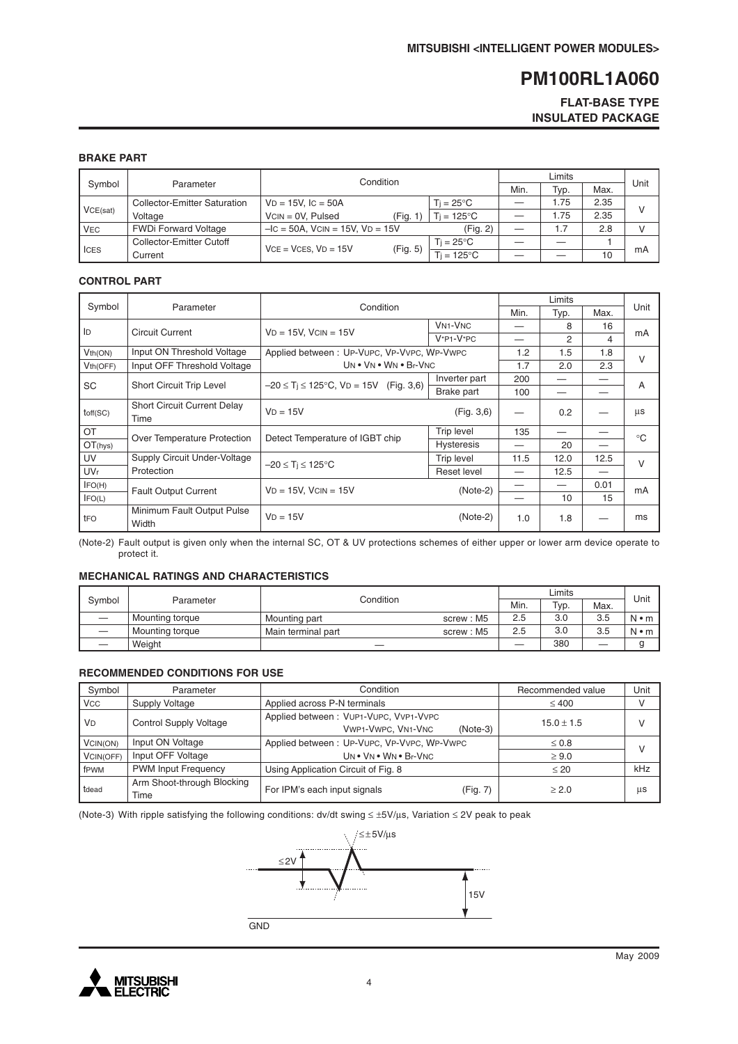## BRAKE PART

| Symbol | Parameter | Condition | | Limits | | | Unit |
|---|---|---|---|---|---|---|---|
| | | | | Min. | Typ. | Max. | |
| $V_{CE(sat)}$ | Collector-Emitter Saturation Voltage | $V_D$ = 15V, $I_C$ = 50A $V_{CIN}$ = 0V, Pulsed (Fig. 1) | $T_j$ = 25°C | — | 1.75 | 2.35 | V |
| | | | $T_j$ = 125°C | — | 1.75 | 2.35 | |
| $V_{EC}$ | FWDi Forward Voltage | $-I_C$ = 50A, $V_{CIN}$ = 15V, $V_D$ = 15V (Fig. 2) | | — | 1.7 | 2.8 | V |
| $I_{CES}$ | Collector-Emitter Cutoff Current | $V_{CE}$ = $V_{CES}$, $V_D$ = 15V (Fig. 5) | $T_j$ = 25°C | — | — | 1 | mA |
| | | | $T_j$ = 125°C | — | — | 10 | |

## CONTROL PART

| Symbol | Parameter | Condition | | Limits | | | Unit |
|---|---|---|---|---|---|---|---|
| | | | | Min. | Typ. | Max. | |
| $I_D$ | Circuit Current | $V_D$ = 15V, $V_{CIN}$ = 15V | $V_{N1}$-$V_{NC}$ | — | 8 | 16 | mA |
| | | | $V_{*P1}$-$V_{*PC}$ | — | 2 | 4 | |
| $V_{th(ON)}$ | Input ON Threshold Voltage | Applied between : $U_P$-$V_{UPC}$, $V_P$-$V_{VPC}$, $W_P$-$V_{WPC}$ | | 1.2 | 1.5 | 1.8 | V |
| $V_{th(OFF)}$ | Input OFF Threshold Voltage | $U_N$ • $V_N$ • $W_N$ • $B_r$-$V_{NC}$ | | 1.7 | 2.0 | 2.3 | |
| SC | Short Circuit Trip Level | $-20 \le T_j \le 125$°C, $V_D$ = 15V (Fig. 3,6) | Inverter part | 200 | — | — | A |
| | | | Brake part | 100 | — | — | |
| $t_{off(SC)}$ | Short Circuit Current Delay Time | $V_D$ = 15V (Fig. 3,6) | | — | 0.2 | — | µs |
| OT | Over Temperature Protection | Detect Temperature of IGBT chip | Trip level | 135 | — | — | °C |
| $OT_{(hys)}$ | | | Hysteresis | — | 20 | — | |
| UV | Supply Circuit Under-Voltage Protection | $-20 \le T_j \le 125$°C | Trip level | 11.5 | 12.0 | 12.5 | V |
| $UV_r$ | | | Reset level | — | 12.5 | — | |
| $I_{FO(H)}$ | Fault Output Current | $V_D$ = 15V, $V_{CIN}$ = 15V (Note-2) | | — | — | 0.01 | mA |
| $I_{FO(L)}$ | | | | — | 10 | 15 | |
| $t_{FO}$ | Minimum Fault Output Pulse Width | $V_D$ = 15V (Note-2) | | 1.0 | 1.8 | — | ms |

(Note-2) Fault output is given only when the internal SC, OT & UV protections schemes of either upper or lower arm device operate to protect it.

## MECHANICAL RATINGS AND CHARACTERISTICS

| Symbol | Parameter | Condition | | Limits | | | Unit |
|---|---|---|---|---|---|---|---|
| | | | | Min. | Typ. | Max. | |
| — | Mounting torque | Mounting part | screw : M5 | 2.5 | 3.0 | 3.5 | N • m |
| — | Mounting torque | Main terminal part | screw : M5 | 2.5 | 3.0 | 3.5 | N • m |
| — | Weight | — | | — | 380 | — | g |

## RECOMMENDED CONDITIONS FOR USE

| Symbol | Parameter | Condition | Recommended value | Unit |
|---|---|---|---|---|
| $V_{CC}$ | Supply Voltage | Applied across P-N terminals | ≤ 400 | V |
| $V_D$ | Control Supply Voltage | Applied between : $V_{UP1}$-$V_{UPC}$, $V_{VP1}$-$V_{VPC}$ $V_{WP1}$-$V_{WPC}$, $V_{N1}$-$V_{NC}$ (Note-3) | 15.0 ± 1.5 | V |
| $V_{CIN(ON)}$ | Input ON Voltage | Applied between : $U_P$-$V_{UPC}$, $V_P$-$V_{VPC}$, $W_P$-$V_{WPC}$ | ≤ 0.8 | V |
| $V_{CIN(OFF)}$ | Input OFF Voltage | $U_N$ • $V_N$ • $W_N$ • $B_r$-$V_{NC}$ | ≥ 9.0 | |
| $f_{PWM}$ | PWM Input Frequency | Using Application Circuit of Fig. 8 | ≤ 20 | kHz |
| $t_{dead}$ | Arm Shoot-through Blocking Time | For IPM's each input signals (Fig. 7) | ≥ 2.0 | µs |

(Note-3) With ripple satisfying the following conditions: dv/dt swing ≤ ±5V/µs, Variation ≤ 2V peak to peak

≤±5V/µs

≤2V

15V

GND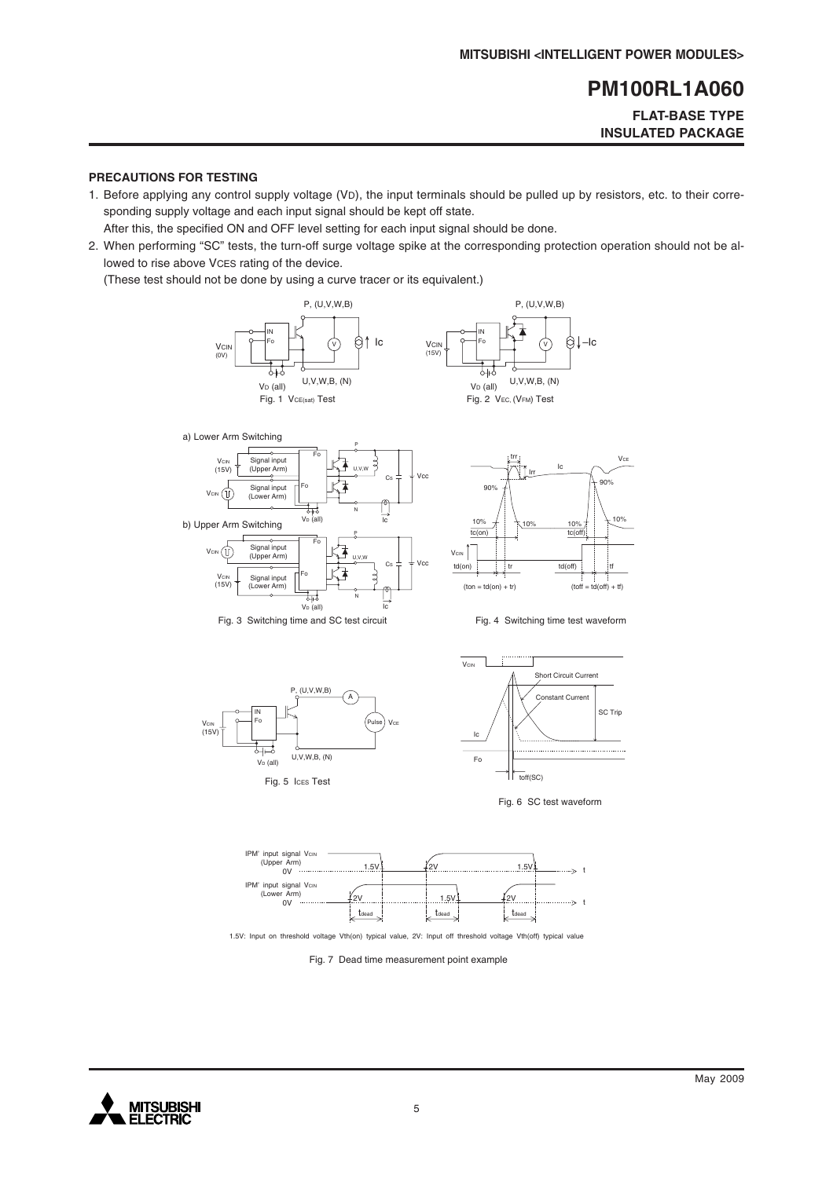## PRECAUTIONS FOR TESTING

1. Before applying any control supply voltage ($V_D$), the input terminals should be pulled up by resistors, etc. to their corresponding supply voltage and each input signal should be kept off state.
   After this, the specified ON and OFF level setting for each input signal should be done.
2. When performing "SC" tests, the turn-off surge voltage spike at the corresponding protection operation should not be allowed to rise above $V_{CES}$ rating of the device.
   (These test should not be done by using a curve tracer or its equivalent.)

Fig. 1 $V_{CE(sat)}$ Test

Fig. 2 $V_{EC}$, ($V_{FM}$) Test

Fig. 3 Switching time and SC test circuit

Fig. 4 Switching time test waveform

Fig. 5 $I_{CES}$ Test

Fig. 6 SC test waveform

1.5V: Input on threshold voltage Vth(on) typical value, 2V: Input off threshold voltage Vth(off) typical value

Fig. 7 Dead time measurement point example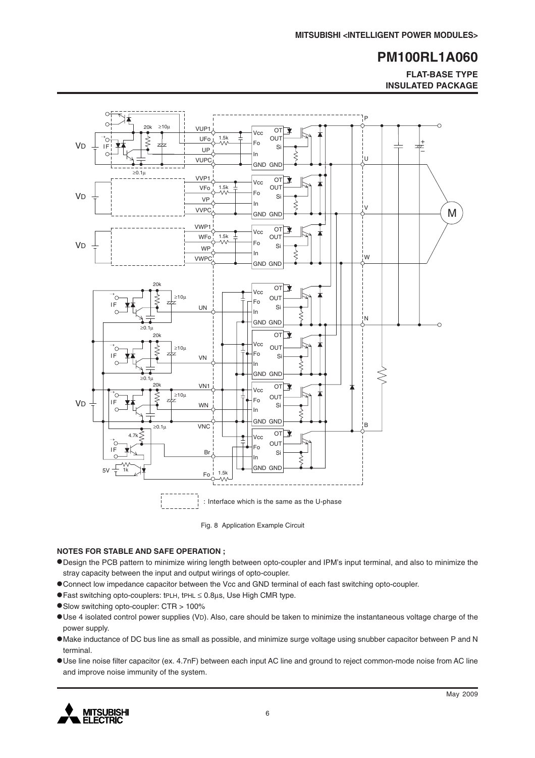Fig. 8 Application Example Circuit

**NOTES FOR STABLE AND SAFE OPERATION ;**

- Design the PCB pattern to minimize wiring length between opto-coupler and IPM's input terminal, and also to minimize the stray capacity between the input and output wirings of opto-coupler.
- Connect low impedance capacitor between the Vcc and GND terminal of each fast switching opto-coupler.
- Fast switching opto-couplers: $t_{PLH}$, $t_{PHL} \leq 0.8\mu s$, Use High CMR type.
- Slow switching opto-coupler: CTR > 100%
- Use 4 isolated control power supplies ($V_D$). Also, care should be taken to minimize the instantaneous voltage charge of the power supply.
- Make inductance of DC bus line as small as possible, and minimize surge voltage using snubber capacitor between P and N terminal.
- Use line noise filter capacitor (ex. 4.7nF) between each input AC line and ground to reject common-mode noise from AC line and improve noise immunity of the system.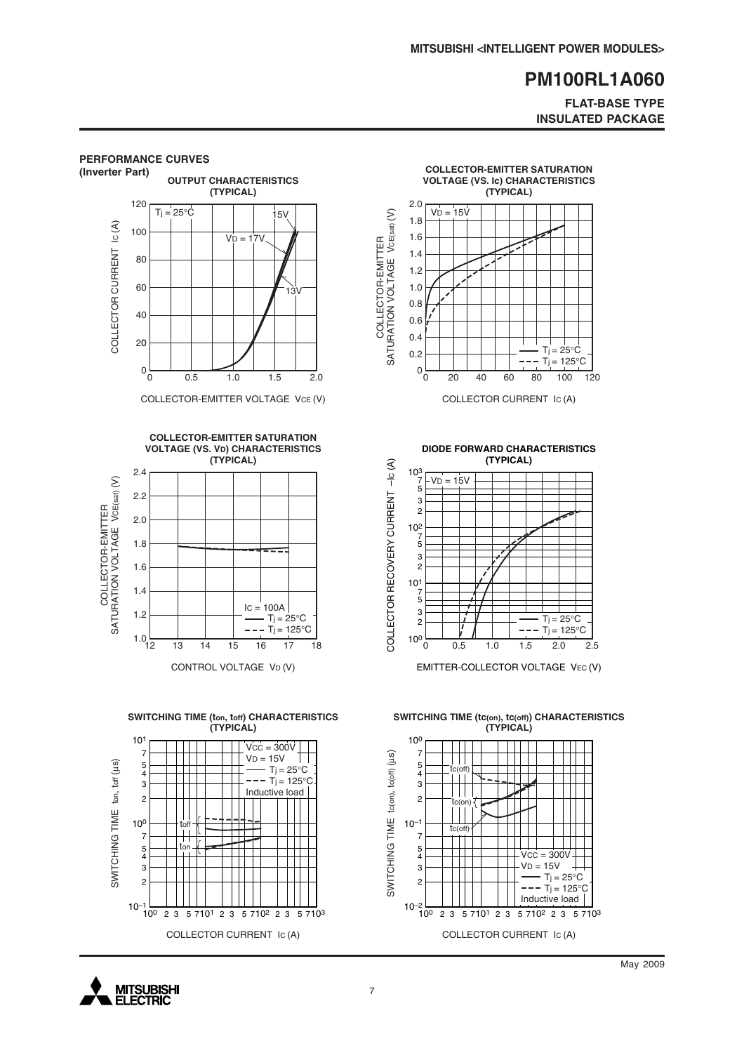## PERFORMANCE CURVES

**(Inverter Part)**

**OUTPUT CHARACTERISTICS (TYPICAL)**

$T_j = 25°C$

$V_D = 17V$, 15V, 13V

COLLECTOR CURRENT $I_C$ (A)

COLLECTOR-EMITTER VOLTAGE $V_{CE}$ (V)

**COLLECTOR-EMITTER SATURATION VOLTAGE (VS. Ic) CHARACTERISTICS (TYPICAL)**

$V_D = 15V$

$T_j = 25°C$

$T_j = 125°C$

COLLECTOR-EMITTER SATURATION VOLTAGE $V_{CE(sat)}$ (V)

COLLECTOR CURRENT $I_C$ (A)

**COLLECTOR-EMITTER SATURATION VOLTAGE (VS. VD) CHARACTERISTICS (TYPICAL)**

$I_C = 100A$

$T_j = 25°C$

$T_j = 125°C$

COLLECTOR-EMITTER SATURATION VOLTAGE $V_{CE(sat)}$ (V)

CONTROL VOLTAGE $V_D$ (V)

**DIODE FORWARD CHARACTERISTICS (TYPICAL)**

$V_D = 15V$

$T_j = 25°C$

$T_j = 125°C$

COLLECTOR RECOVERY CURRENT $-I_C$ (A)

EMITTER-COLLECTOR VOLTAGE $V_{EC}$ (V)

**SWITCHING TIME (ton, toff) CHARACTERISTICS (TYPICAL)**

$V_{CC} = 300V$

$V_D = 15V$

$T_j = 25°C$

$T_j = 125°C$

Inductive load

$t_{off}$

$t_{on}$

SWITCHING TIME $t_{on}$, $t_{off}$ (µs)

COLLECTOR CURRENT $I_C$ (A)

**SWITCHING TIME (tc(on), tc(off)) CHARACTERISTICS (TYPICAL)**

$V_{CC} = 300V$

$V_D = 15V$

$T_j = 25°C$

$T_j = 125°C$

Inductive load

$t_{c(off)}$

$t_{c(on)}$

SWITCHING TIME $t_{c(on)}$, $t_{c(off)}$ (µs)

COLLECTOR CURRENT $I_C$ (A)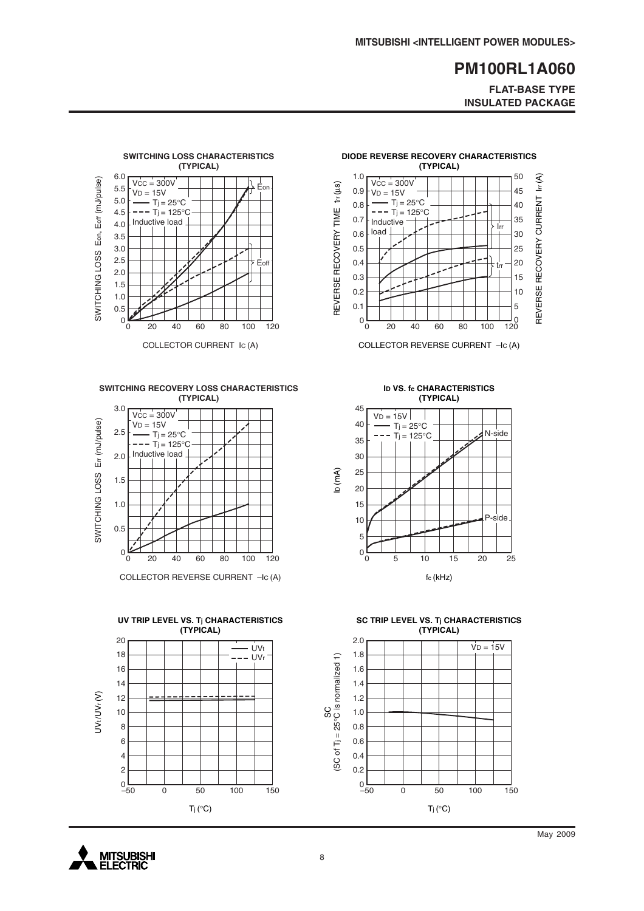### SWITCHING LOSS CHARACTERISTICS (TYPICAL)

$V_{CC}$ = 300V
$V_D$ = 15V
—— $T_j$ = 25°C
- - - $T_j$ = 125°C
Inductive load

SWITCHING LOSS $E_{on}$, $E_{off}$ (mJ/pulse)

COLLECTOR CURRENT $I_C$ (A)

### DIODE REVERSE RECOVERY CHARACTERISTICS (TYPICAL)

$V_{CC}$ = 300V
$V_D$ = 15V
—— $T_j$ = 25°C
- - - $T_j$ = 125°C
Inductive load

REVERSE RECOVERY TIME $t_{rr}$ (μs)

REVERSE RECOVERY CURRENT $I_{rr}$ (A)

COLLECTOR REVERSE CURRENT $-I_C$ (A)

### SWITCHING RECOVERY LOSS CHARACTERISTICS (TYPICAL)

$V_{CC}$ = 300V
$V_D$ = 15V
—— $T_j$ = 25°C
- - - $T_j$ = 125°C
Inductive load

SWITCHING LOSS $E_{rr}$ (mJ/pulse)

COLLECTOR REVERSE CURRENT $-I_C$ (A)

### $I_D$ VS. $f_c$ CHARACTERISTICS (TYPICAL)

$V_D$ = 15V
—— $T_j$ = 25°C
- - - $T_j$ = 125°C

N-side
P-side

$I_D$ (mA)

$f_c$ (kHz)

### UV TRIP LEVEL VS. $T_j$ CHARACTERISTICS (TYPICAL)

—— $UV_t$
- - - $UV_r$

$UV_t/UV_r$ (V)

$T_j$ (°C)

### SC TRIP LEVEL VS. $T_j$ CHARACTERISTICS (TYPICAL)

$V_D$ = 15V

SC (SC of $T_j$ = 25°C is normalized 1)

$T_j$ (°C)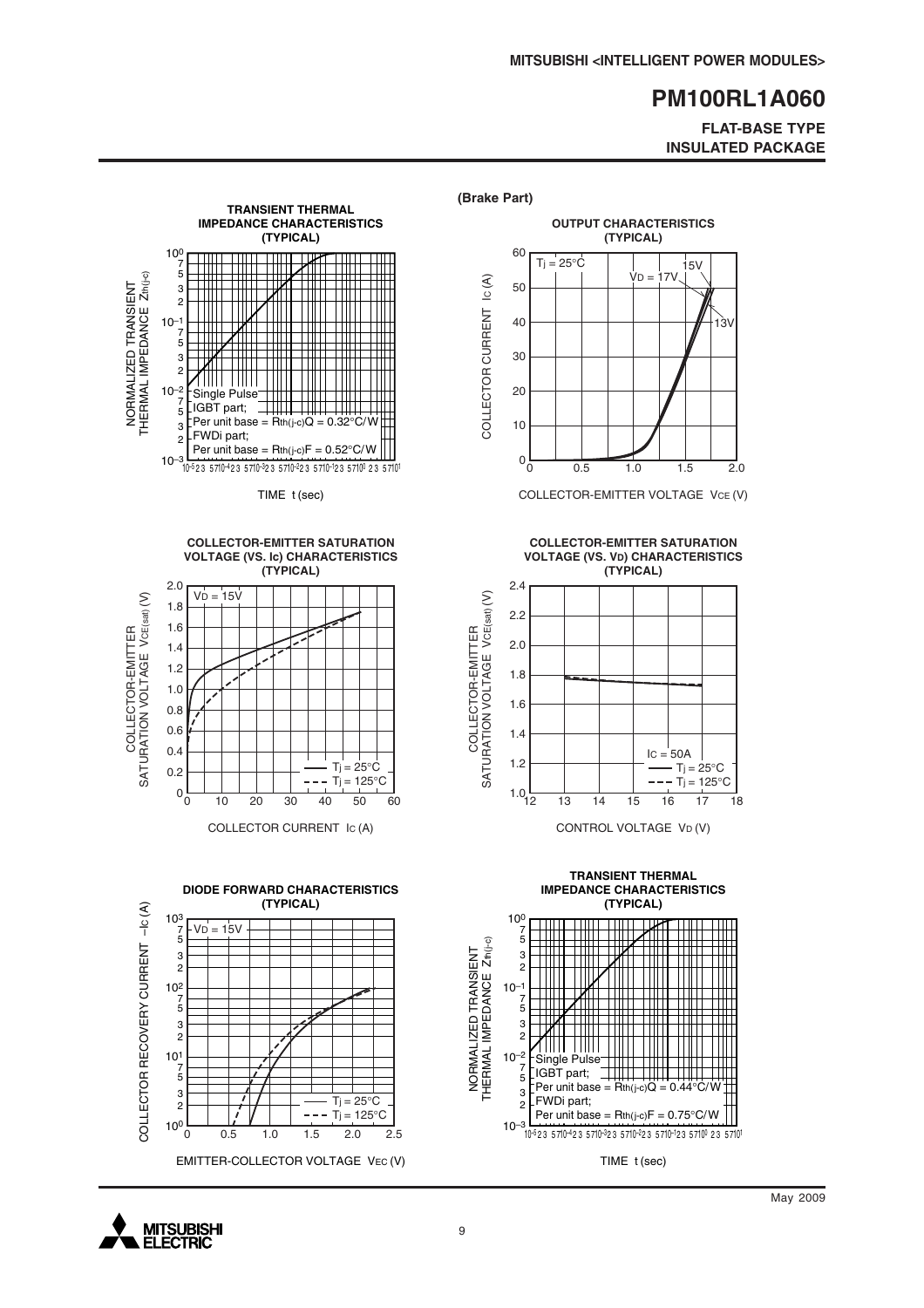**PM100RL1A060**

**FLAT-BASE TYPE**
**INSULATED PACKAGE**

**TRANSIENT THERMAL IMPEDANCE CHARACTERISTICS (TYPICAL)**

NORMALIZED TRANSIENT THERMAL IMPEDANCE $Z_{th(j-c)}$

$10^0$ 7 5 3 2 $10^{-1}$ 7 5 3 2 $10^{-2}$ 7 5 3 2 $10^{-3}$

Single Pulse
IGBT part;
Per unit base = $R_{th(j-c)}Q$ = 0.32°C/W
FWDi part;
Per unit base = $R_{th(j-c)}F$ = 0.52°C/W

$10^{-5}$ 2 3 5 7 $10^{-4}$ 2 3 5 7 $10^{-3}$ 2 3 5 7 $10^{-2}$ 2 3 5 7 $10^{-1}$ 2 3 5 7 $10^0$ 2 3 5 7 $10^1$

TIME t (sec)

**(Brake Part)**

**OUTPUT CHARACTERISTICS (TYPICAL)**

COLLECTOR CURRENT $I_C$ (A)

60 50 40 30 20 10 0

$T_j$ = 25°C
$V_D$ = 17V
15V
13V

0 0.5 1.0 1.5 2.0

COLLECTOR-EMITTER VOLTAGE $V_{CE}$ (V)

**COLLECTOR-EMITTER SATURATION VOLTAGE (VS. Ic) CHARACTERISTICS (TYPICAL)**

COLLECTOR-EMITTER SATURATION VOLTAGE $V_{CE(sat)}$ (V)

2.0 1.8 1.6 1.4 1.2 1.0 0.8 0.6 0.4 0.2 0

$V_D$ = 15V
$T_j$ = 25°C
$T_j$ = 125°C

0 10 20 30 40 50 60

COLLECTOR CURRENT $I_C$ (A)

**COLLECTOR-EMITTER SATURATION VOLTAGE (VS. VD) CHARACTERISTICS (TYPICAL)**

COLLECTOR-EMITTER SATURATION VOLTAGE $V_{CE(sat)}$ (V)

2.4 2.2 2.0 1.8 1.6 1.4 1.2 1.0

$I_C$ = 50A
$T_j$ = 25°C
$T_j$ = 125°C

12 13 14 15 16 17 18

CONTROL VOLTAGE $V_D$ (V)

**DIODE FORWARD CHARACTERISTICS (TYPICAL)**

COLLECTOR RECOVERY CURRENT $-I_C$ (A)

$10^3$ 7 5 3 2 $10^2$ 7 5 3 2 $10^1$ 7 5 3 2 $10^0$

$V_D$ = 15V
$T_j$ = 25°C
$T_j$ = 125°C

0 0.5 1.0 1.5 2.0 2.5

EMITTER-COLLECTOR VOLTAGE $V_{EC}$ (V)

**TRANSIENT THERMAL IMPEDANCE CHARACTERISTICS (TYPICAL)**

NORMALIZED TRANSIENT THERMAL IMPEDANCE $Z_{th(j-c)}$

$10^0$ 7 5 3 2 $10^{-1}$ 7 5 3 2 $10^{-2}$ 7 5 3 2 $10^{-3}$

Single Pulse
IGBT part;
Per unit base = $R_{th(j-c)}Q$ = 0.44°C/W
FWDi part;
Per unit base = $R_{th(j-c)}F$ = 0.75°C/W

$10^{-5}$ 2 3 5 7 $10^{-4}$ 2 3 5 7 $10^{-3}$ 2 3 5 7 $10^{-2}$ 2 3 5 7 $10^{-1}$ 2 3 5 7 $10^0$ 2 3 5 7 $10^1$

TIME t (sec)

May 2009